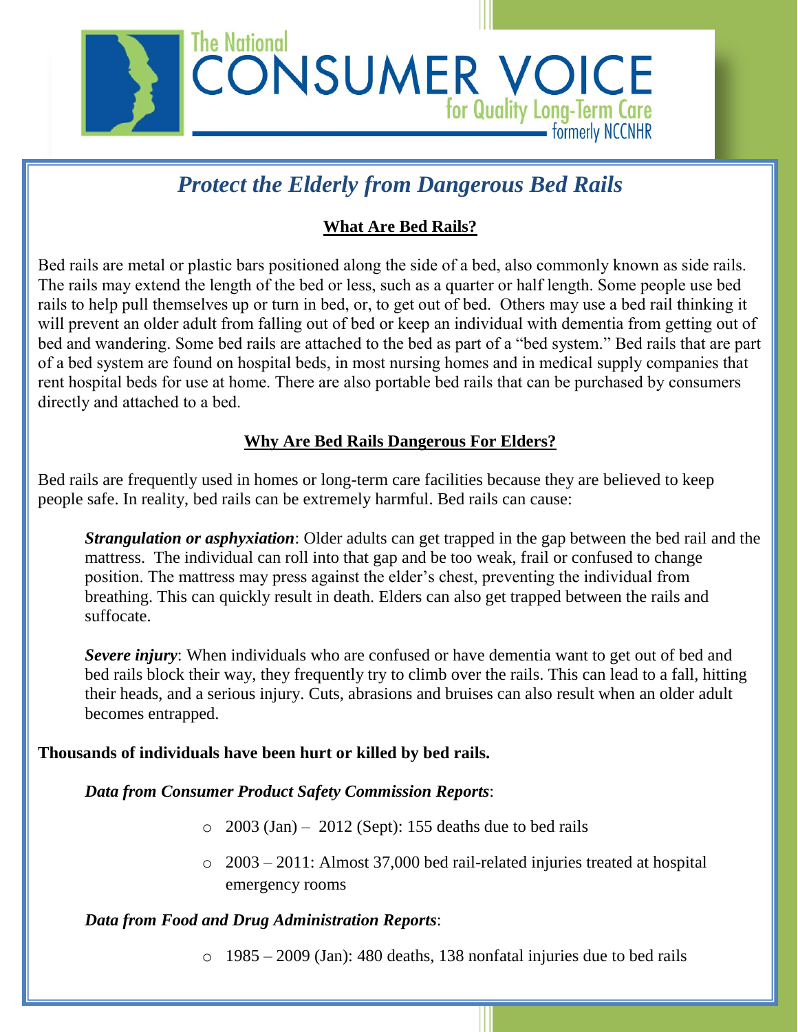The National CONSUMER VOICE for Quality Long-Term Care formerly NCCNHR

# *Protect the Elderly from Dangerous Bed Rails*

## What Are Bed Rails?

Bed rails are metal or plastic bars positioned along the side of a bed, also commonly known as side rails. The rails may extend the length of the bed or less, such as a quarter or half length. Some people use bed rails to help pull themselves up or turn in bed, or, to get out of bed. Others may use a bed rail thinking it will prevent an older adult from falling out of bed or keep an individual with dementia from getting out of bed and wandering. Some bed rails are attached to the bed as part of a "bed system." Bed rails that are part of a bed system are found on hospital beds, in most nursing homes and in medical supply companies that rent hospital beds for use at home. There are also portable bed rails that can be purchased by consumers directly and attached to a bed.

## Why Are Bed Rails Dangerous For Elders?

Bed rails are frequently used in homes or long-term care facilities because they are believed to keep people safe. In reality, bed rails can be extremely harmful. Bed rails can cause:

***Strangulation or asphyxiation***: Older adults can get trapped in the gap between the bed rail and the mattress. The individual can roll into that gap and be too weak, frail or confused to change position. The mattress may press against the elder's chest, preventing the individual from breathing. This can quickly result in death. Elders can also get trapped between the rails and suffocate.

***Severe injury***: When individuals who are confused or have dementia want to get out of bed and bed rails block their way, they frequently try to climb over the rails. This can lead to a fall, hitting their heads, and a serious injury. Cuts, abrasions and bruises can also result when an older adult becomes entrapped.

**Thousands of individuals have been hurt or killed by bed rails.**

***Data from Consumer Product Safety Commission Reports***:

- 2003 (Jan) – 2012 (Sept): 155 deaths due to bed rails
- 2003 – 2011: Almost 37,000 bed rail-related injuries treated at hospital emergency rooms

***Data from Food and Drug Administration Reports***:

- 1985 – 2009 (Jan): 480 deaths, 138 nonfatal injuries due to bed rails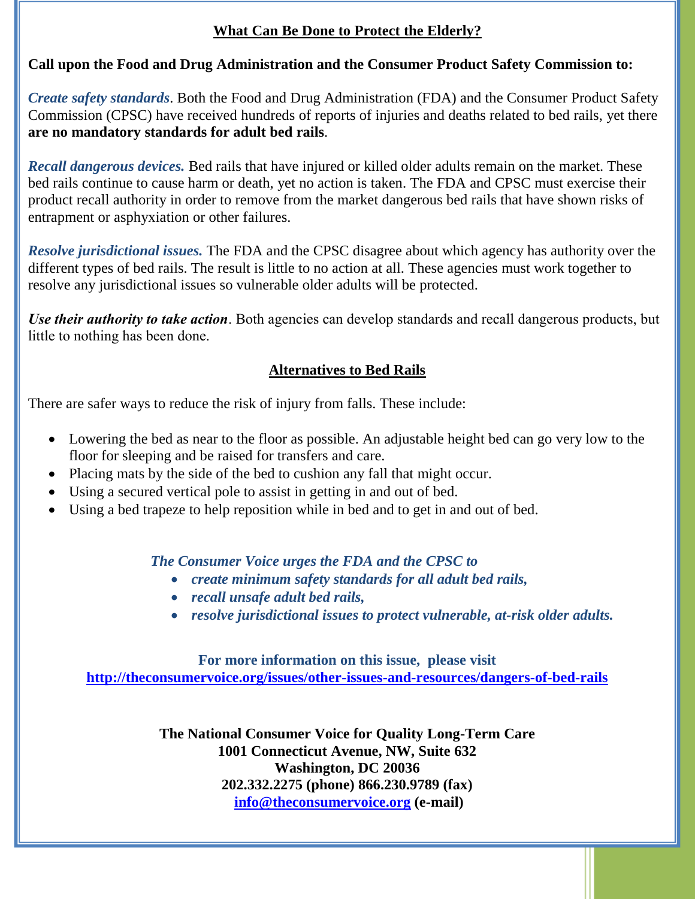## What Can Be Done to Protect the Elderly?

**Call upon the Food and Drug Administration and the Consumer Product Safety Commission to:**

***Create safety standards***. Both the Food and Drug Administration (FDA) and the Consumer Product Safety Commission (CPSC) have received hundreds of reports of injuries and deaths related to bed rails, yet there **are no mandatory standards for adult bed rails**.

***Recall dangerous devices.*** Bed rails that have injured or killed older adults remain on the market. These bed rails continue to cause harm or death, yet no action is taken. The FDA and CPSC must exercise their product recall authority in order to remove from the market dangerous bed rails that have shown risks of entrapment or asphyxiation or other failures.

***Resolve jurisdictional issues.*** The FDA and the CPSC disagree about which agency has authority over the different types of bed rails. The result is little to no action at all. These agencies must work together to resolve any jurisdictional issues so vulnerable older adults will be protected.

***Use their authority to take action***. Both agencies can develop standards and recall dangerous products, but little to nothing has been done.

## Alternatives to Bed Rails

There are safer ways to reduce the risk of injury from falls. These include:

- Lowering the bed as near to the floor as possible. An adjustable height bed can go very low to the floor for sleeping and be raised for transfers and care.
- Placing mats by the side of the bed to cushion any fall that might occur.
- Using a secured vertical pole to assist in getting in and out of bed.
- Using a bed trapeze to help reposition while in bed and to get in and out of bed.

***The Consumer Voice urges the FDA and the CPSC to***

- ***create minimum safety standards for all adult bed rails,***
- ***recall unsafe adult bed rails,***
- ***resolve jurisdictional issues to protect vulnerable, at-risk older adults.***

**For more information on this issue, please visit**
**http://theconsumervoice.org/issues/other-issues-and-resources/dangers-of-bed-rails**

**The National Consumer Voice for Quality Long-Term Care**
**1001 Connecticut Avenue, NW, Suite 632**
**Washington, DC 20036**
**202.332.2275 (phone) 866.230.9789 (fax)**
**info@theconsumervoice.org (e-mail)**